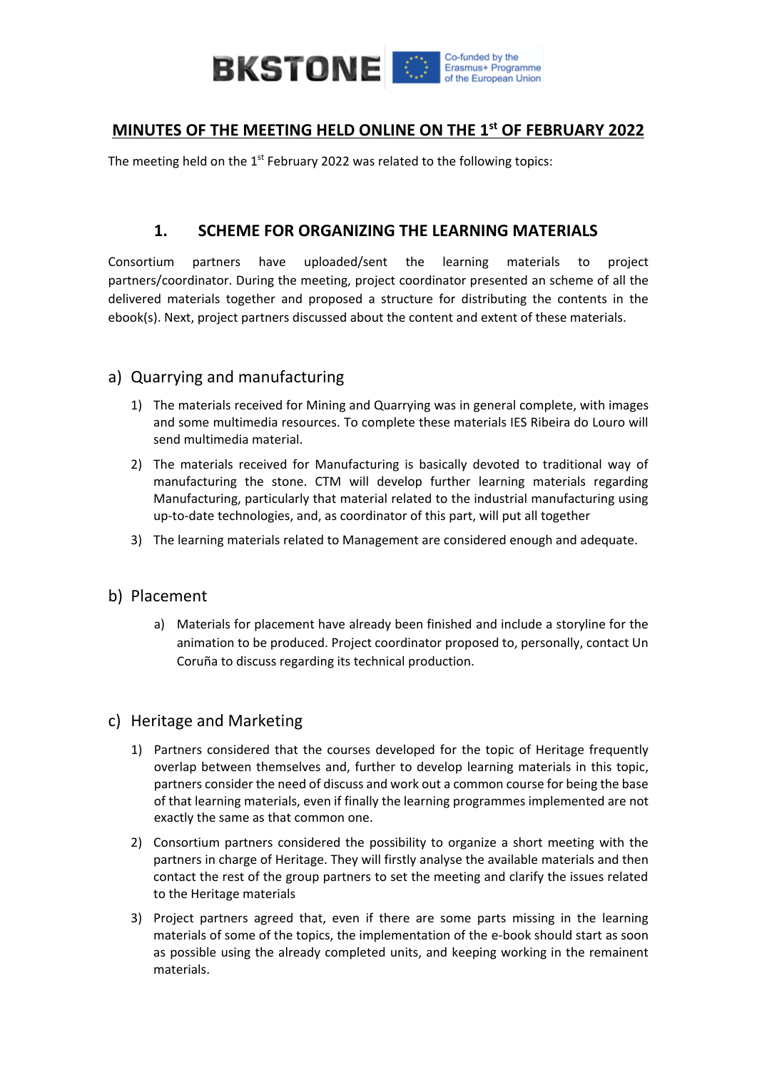## MINUTES OF THE MEETING HELD ONLINE ON THE 1st OF FEBRUARY 2022

The meeting held on the 1st February 2022 was related to the following topics:

### 1. SCHEME FOR ORGANIZING THE LEARNING MATERIALS

Consortium partners have uploaded/sent the learning materials to project partners/coordinator. During the meeting, project coordinator presented an scheme of all the delivered materials together and proposed a structure for distributing the contents in the ebook(s). Next, project partners discussed about the content and extent of these materials.

#### a) Quarrying and manufacturing

1) The materials received for Mining and Quarrying was in general complete, with images and some multimedia resources. To complete these materials IES Ribeira do Louro will send multimedia material.
2) The materials received for Manufacturing is basically devoted to traditional way of manufacturing the stone. CTM will develop further learning materials regarding Manufacturing, particularly that material related to the industrial manufacturing using up-to-date technologies, and, as coordinator of this part, will put all together
3) The learning materials related to Management are considered enough and adequate.

#### b) Placement

a) Materials for placement have already been finished and include a storyline for the animation to be produced. Project coordinator proposed to, personally, contact Un Coruña to discuss regarding its technical production.

#### c) Heritage and Marketing

1) Partners considered that the courses developed for the topic of Heritage frequently overlap between themselves and, further to develop learning materials in this topic, partners consider the need of discuss and work out a common course for being the base of that learning materials, even if finally the learning programmes implemented are not exactly the same as that common one.
2) Consortium partners considered the possibility to organize a short meeting with the partners in charge of Heritage. They will firstly analyse the available materials and then contact the rest of the group partners to set the meeting and clarify the issues related to the Heritage materials
3) Project partners agreed that, even if there are some parts missing in the learning materials of some of the topics, the implementation of the e-book should start as soon as possible using the already completed units, and keeping working in the remainent materials.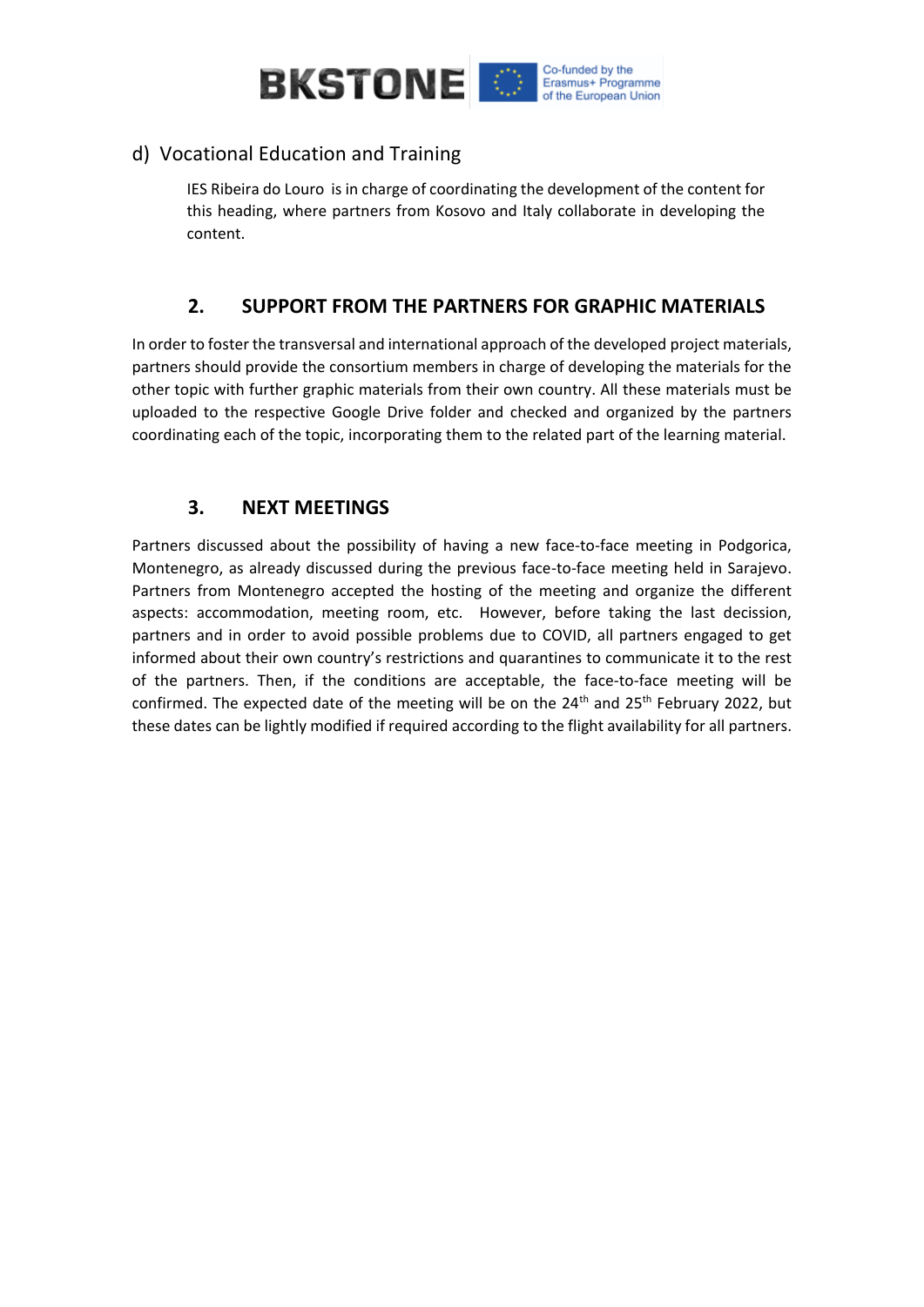### d) Vocational Education and Training

IES Ribeira do Louro is in charge of coordinating the development of the content for this heading, where partners from Kosovo and Italy collaborate in developing the content.

## 2. SUPPORT FROM THE PARTNERS FOR GRAPHIC MATERIALS

In order to foster the transversal and international approach of the developed project materials, partners should provide the consortium members in charge of developing the materials for the other topic with further graphic materials from their own country. All these materials must be uploaded to the respective Google Drive folder and checked and organized by the partners coordinating each of the topic, incorporating them to the related part of the learning material.

## 3. NEXT MEETINGS

Partners discussed about the possibility of having a new face-to-face meeting in Podgorica, Montenegro, as already discussed during the previous face-to-face meeting held in Sarajevo. Partners from Montenegro accepted the hosting of the meeting and organize the different aspects: accommodation, meeting room, etc. However, before taking the last decission, partners and in order to avoid possible problems due to COVID, all partners engaged to get informed about their own country's restrictions and quarantines to communicate it to the rest of the partners. Then, if the conditions are acceptable, the face-to-face meeting will be confirmed. The expected date of the meeting will be on the 24th and 25th February 2022, but these dates can be lightly modified if required according to the flight availability for all partners.